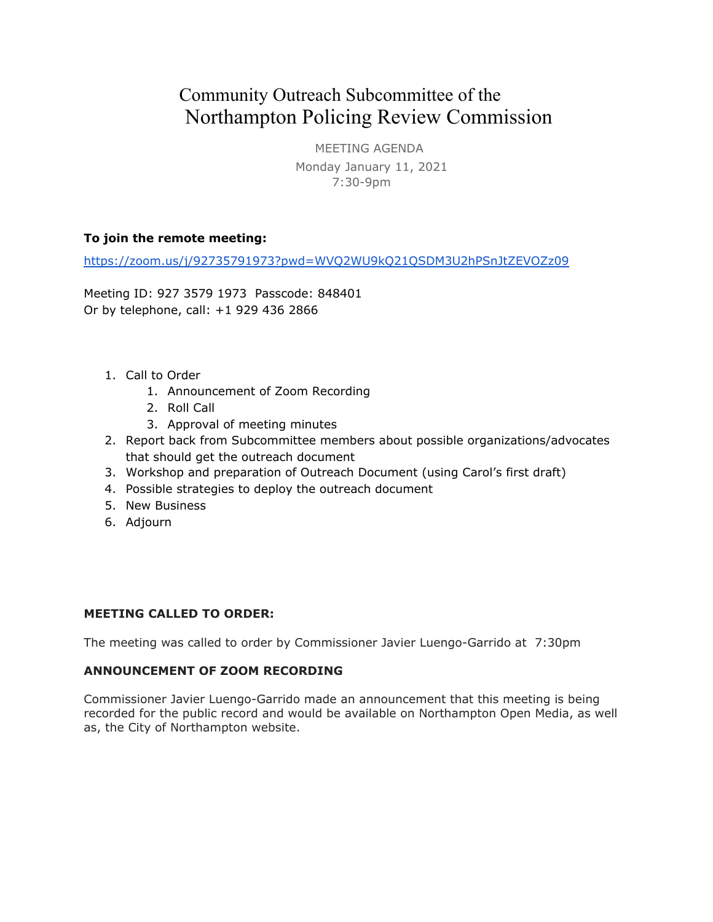# Community Outreach Subcommittee of the Northampton Policing Review Commission

MEETING AGENDA

Monday January 11, 2021

7:30-9pm

**To join the remote meeting:**

https://zoom.us/j/92735791973?pwd=WVQ2WU9kQ21QSDM3U2hPSnJtZEVOZz09

Meeting ID: 927 3579 1973  Passcode: 848401

Or by telephone, call: +1 929 436 2866

1. Call to Order
   1. Announcement of Zoom Recording
   2. Roll Call
   3. Approval of meeting minutes
2. Report back from Subcommittee members about possible organizations/advocates that should get the outreach document
3. Workshop and preparation of Outreach Document (using Carol's first draft)
4. Possible strategies to deploy the outreach document
5. New Business
6. Adjourn

**MEETING CALLED TO ORDER:**

The meeting was called to order by Commissioner Javier Luengo-Garrido at 7:30pm

**ANNOUNCEMENT OF ZOOM RECORDING**

Commissioner Javier Luengo-Garrido made an announcement that this meeting is being recorded for the public record and would be available on Northampton Open Media, as well as, the City of Northampton website.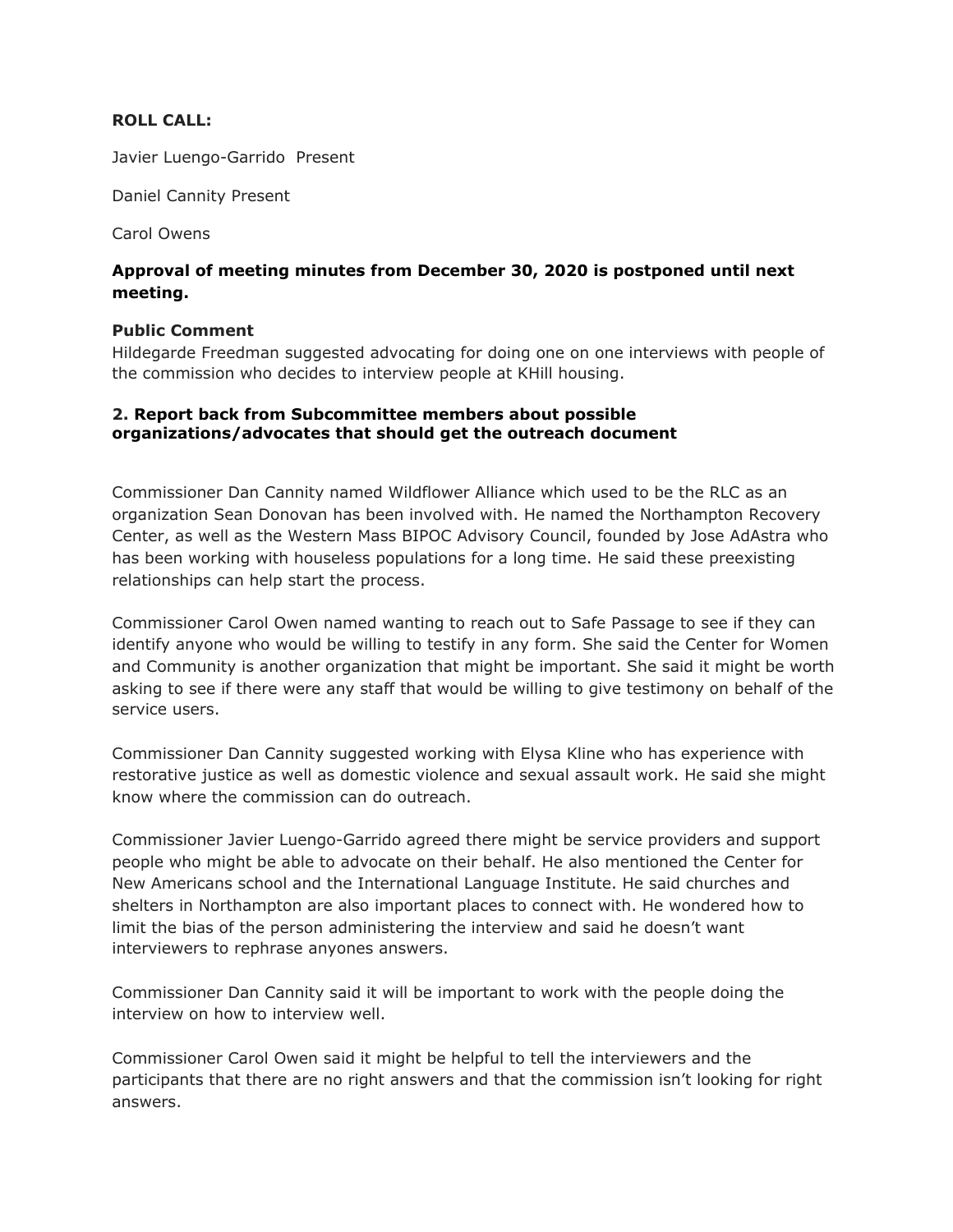**ROLL CALL:**

Javier Luengo-Garrido  Present

Daniel Cannity Present

Carol Owens

**Approval of meeting minutes from December 30, 2020 is postponed until next meeting.**

**Public Comment**
Hildegarde Freedman suggested advocating for doing one on one interviews with people of the commission who decides to interview people at KHill housing.

**2. Report back from Subcommittee members about possible organizations/advocates that should get the outreach document**

Commissioner Dan Cannity named Wildflower Alliance which used to be the RLC as an organization Sean Donovan has been involved with. He named the Northampton Recovery Center, as well as the Western Mass BIPOC Advisory Council, founded by Jose AdAstra who has been working with houseless populations for a long time. He said these preexisting relationships can help start the process.

Commissioner Carol Owen named wanting to reach out to Safe Passage to see if they can identify anyone who would be willing to testify in any form. She said the Center for Women and Community is another organization that might be important. She said it might be worth asking to see if there were any staff that would be willing to give testimony on behalf of the service users.

Commissioner Dan Cannity suggested working with Elysa Kline who has experience with restorative justice as well as domestic violence and sexual assault work. He said she might know where the commission can do outreach.

Commissioner Javier Luengo-Garrido agreed there might be service providers and support people who might be able to advocate on their behalf. He also mentioned the Center for New Americans school and the International Language Institute. He said churches and shelters in Northampton are also important places to connect with. He wondered how to limit the bias of the person administering the interview and said he doesn't want interviewers to rephrase anyones answers.

Commissioner Dan Cannity said it will be important to work with the people doing the interview on how to interview well.

Commissioner Carol Owen said it might be helpful to tell the interviewers and the participants that there are no right answers and that the commission isn't looking for right answers.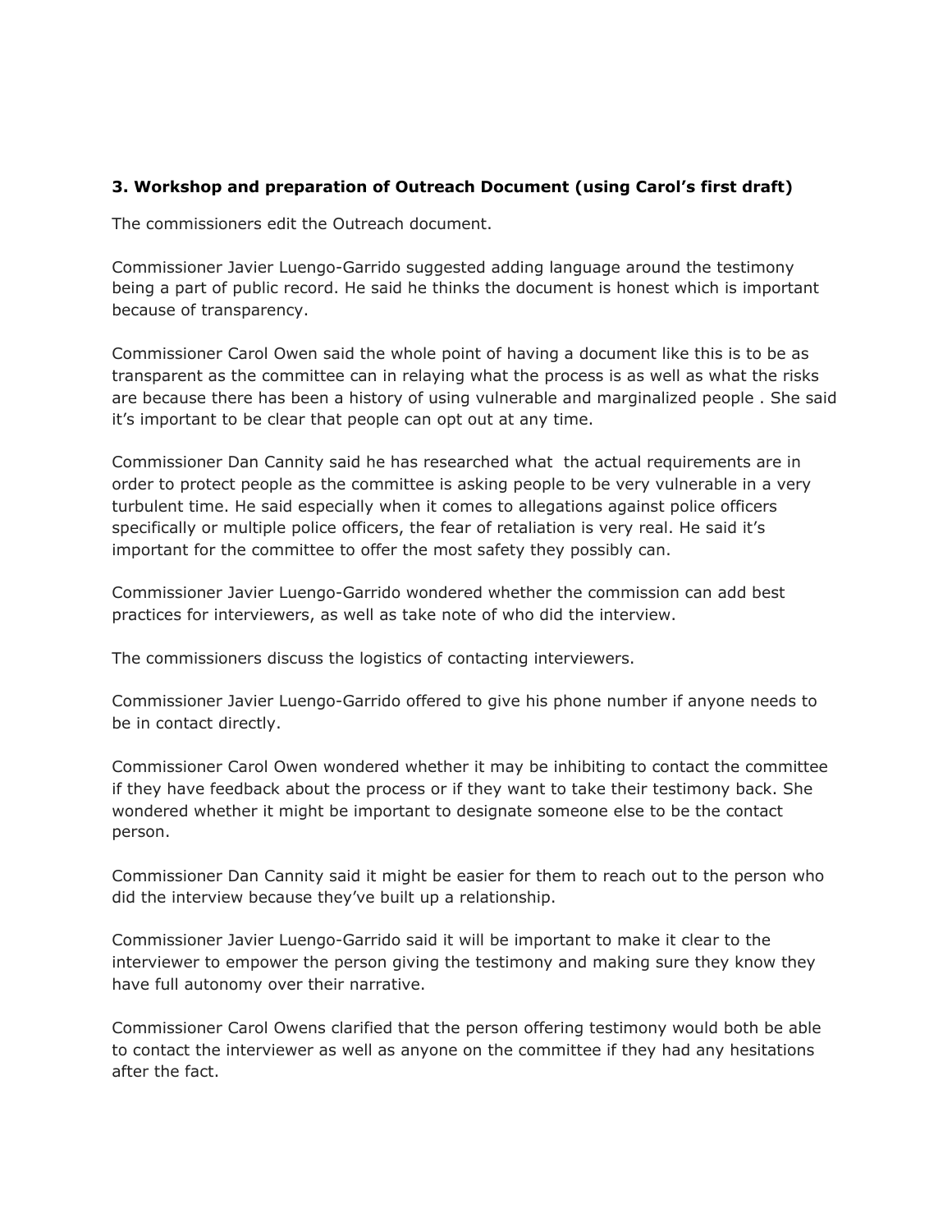**3. Workshop and preparation of Outreach Document (using Carol's first draft)**

The commissioners edit the Outreach document.

Commissioner Javier Luengo-Garrido suggested adding language around the testimony being a part of public record. He said he thinks the document is honest which is important because of transparency.

Commissioner Carol Owen said the whole point of having a document like this is to be as transparent as the committee can in relaying what the process is as well as what the risks are because there has been a history of using vulnerable and marginalized people . She said it's important to be clear that people can opt out at any time.

Commissioner Dan Cannity said he has researched what the actual requirements are in order to protect people as the committee is asking people to be very vulnerable in a very turbulent time. He said especially when it comes to allegations against police officers specifically or multiple police officers, the fear of retaliation is very real. He said it's important for the committee to offer the most safety they possibly can.

Commissioner Javier Luengo-Garrido wondered whether the commission can add best practices for interviewers, as well as take note of who did the interview.

The commissioners discuss the logistics of contacting interviewers.

Commissioner Javier Luengo-Garrido offered to give his phone number if anyone needs to be in contact directly.

Commissioner Carol Owen wondered whether it may be inhibiting to contact the committee if they have feedback about the process or if they want to take their testimony back. She wondered whether it might be important to designate someone else to be the contact person.

Commissioner Dan Cannity said it might be easier for them to reach out to the person who did the interview because they've built up a relationship.

Commissioner Javier Luengo-Garrido said it will be important to make it clear to the interviewer to empower the person giving the testimony and making sure they know they have full autonomy over their narrative.

Commissioner Carol Owens clarified that the person offering testimony would both be able to contact the interviewer as well as anyone on the committee if they had any hesitations after the fact.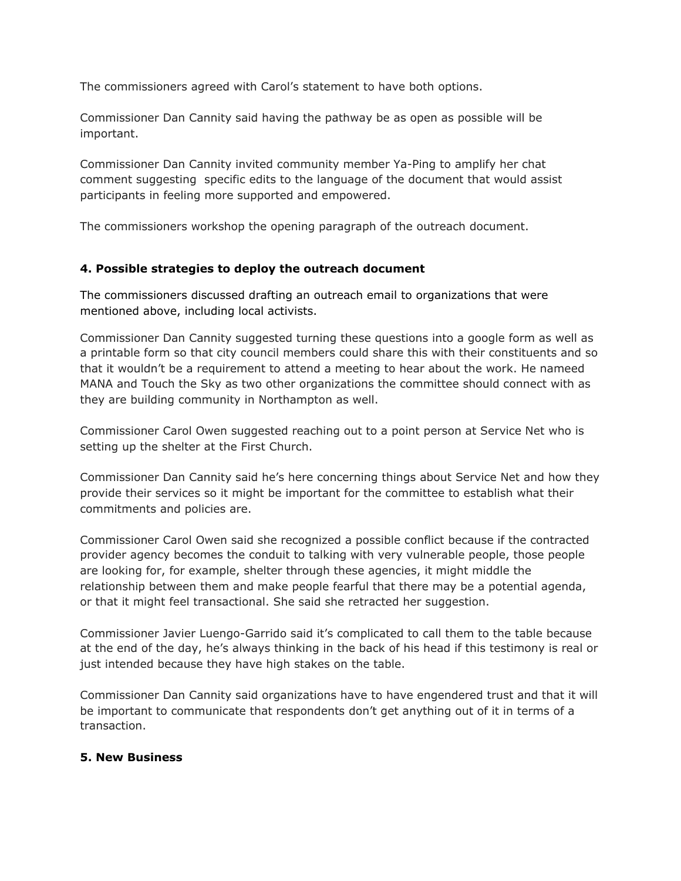The commissioners agreed with Carol's statement to have both options.

Commissioner Dan Cannity said having the pathway be as open as possible will be important.

Commissioner Dan Cannity invited community member Ya-Ping to amplify her chat comment suggesting  specific edits to the language of the document that would assist participants in feeling more supported and empowered.

The commissioners workshop the opening paragraph of the outreach document.

### 4. Possible strategies to deploy the outreach document

The commissioners discussed drafting an outreach email to organizations that were mentioned above, including local activists.

Commissioner Dan Cannity suggested turning these questions into a google form as well as a printable form so that city council members could share this with their constituents and so that it wouldn't be a requirement to attend a meeting to hear about the work. He nameed MANA and Touch the Sky as two other organizations the committee should connect with as they are building community in Northampton as well.

Commissioner Carol Owen suggested reaching out to a point person at Service Net who is setting up the shelter at the First Church.

Commissioner Dan Cannity said he's here concerning things about Service Net and how they provide their services so it might be important for the committee to establish what their commitments and policies are.

Commissioner Carol Owen said she recognized a possible conflict because if the contracted provider agency becomes the conduit to talking with very vulnerable people, those people are looking for, for example, shelter through these agencies, it might middle the relationship between them and make people fearful that there may be a potential agenda, or that it might feel transactional. She said she retracted her suggestion.

Commissioner Javier Luengo-Garrido said it's complicated to call them to the table because at the end of the day, he's always thinking in the back of his head if this testimony is real or just intended because they have high stakes on the table.

Commissioner Dan Cannity said organizations have to have engendered trust and that it will be important to communicate that respondents don't get anything out of it in terms of a transaction.

### 5. New Business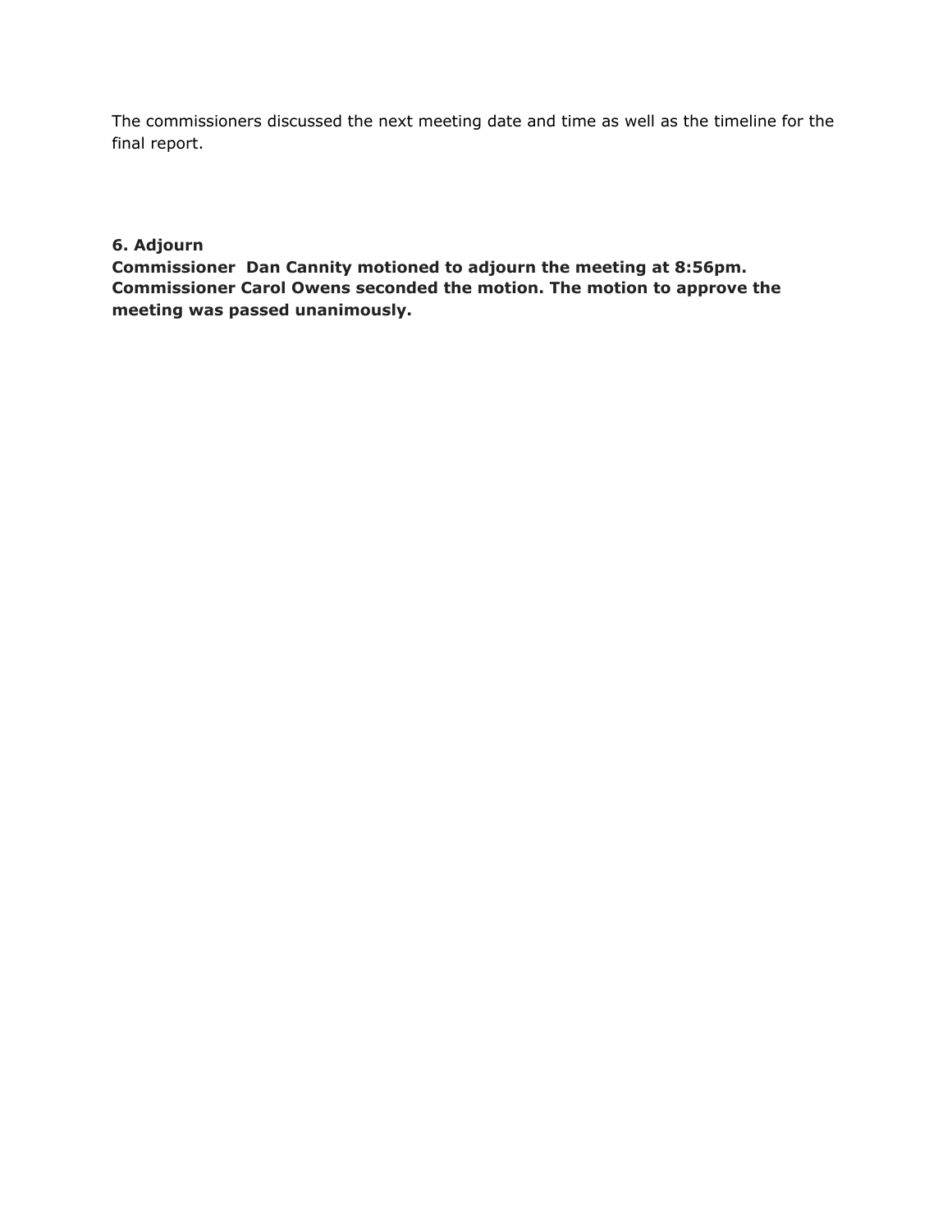The commissioners discussed the next meeting date and time as well as the timeline for the final report.

**6. Adjourn**

**Commissioner  Dan Cannity motioned to adjourn the meeting at 8:56pm. Commissioner Carol Owens seconded the motion. The motion to approve the meeting was passed unanimously.**